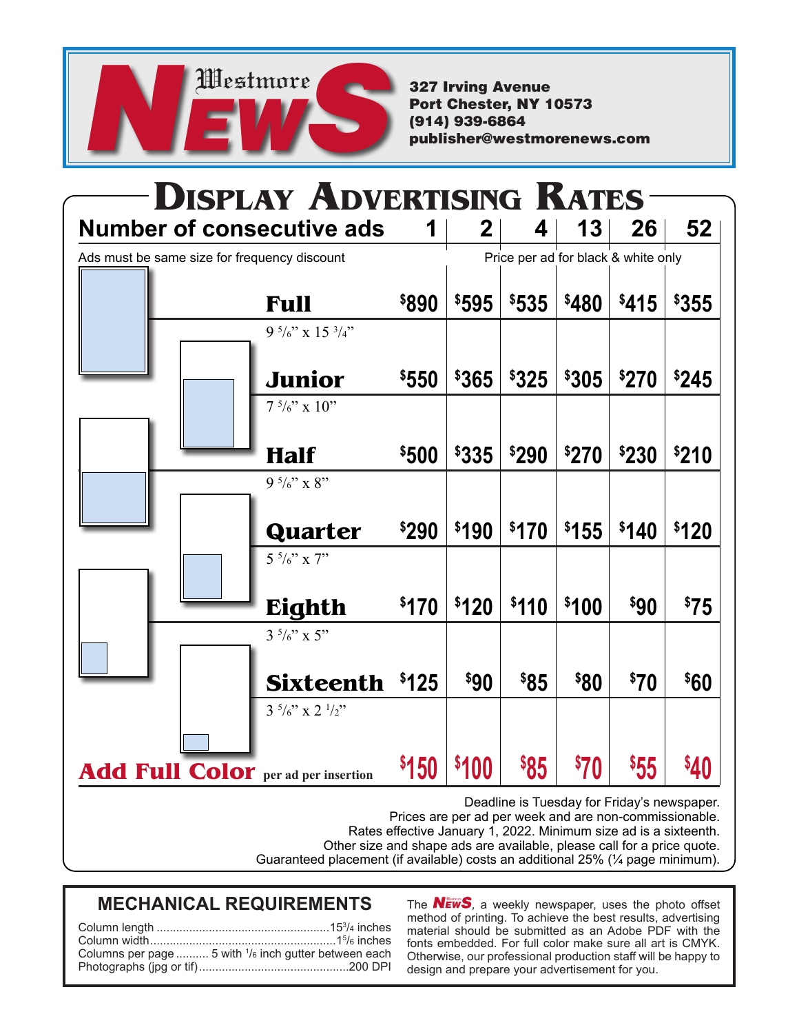# Westmore NEWS

**327 Irving Avenue**
**Port Chester, NY 10573**
**(914) 939-6864**
**publisher@westmorenews.com**

## DISPLAY ADVERTISING RATES

Ads must be same size for frequency discount. Price per ad for black & white only.

| Number of consecutive ads | 1 | 2 | 4 | 13 | 26 | 52 |
|---|---|---|---|---|---|---|
| **Full** 9 5/6" x 15 3/4" | $890 | $595 | $535 | $480 | $415 | $355 |
| **Junior** 7 5/6" x 10" | $550 | $365 | $325 | $305 | $270 | $245 |
| **Half** 9 5/6" x 8" | $500 | $335 | $290 | $270 | $230 | $210 |
| **Quarter** 5 5/6" x 7" | $290 | $190 | $170 | $155 | $140 | $120 |
| **Eighth** 3 5/6" x 5" | $170 | $120 | $110 | $100 | $90 | $75 |
| **Sixteenth** 3 5/6" x 2 1/2" | $125 | $90 | $85 | $80 | $70 | $60 |
| **Add Full Color** per ad per insertion | $150 | $100 | $85 | $70 | $55 | $40 |

Deadline is Tuesday for Friday's newspaper.
Prices are per ad per week and are non-commissionable.
Rates effective January 1, 2022. Minimum size ad is a sixteenth.
Other size and shape ads are available, please call for a price quote.
Guaranteed placement (if available) costs an additional 25% (¼ page minimum).

## MECHANICAL REQUIREMENTS

- Column length ............ 15 3/4 inches
- Column width ............ 1 5/6 inches
- Columns per page .......... 5 with 1/6 inch gutter between each
- Photographs (jpg or tif) ............ 200 DPI

The NEWS, a weekly newspaper, uses the photo offset method of printing. To achieve the best results, advertising material should be submitted as an Adobe PDF with the fonts embedded. For full color make sure all art is CMYK. Otherwise, our professional production staff will be happy to design and prepare your advertisement for you.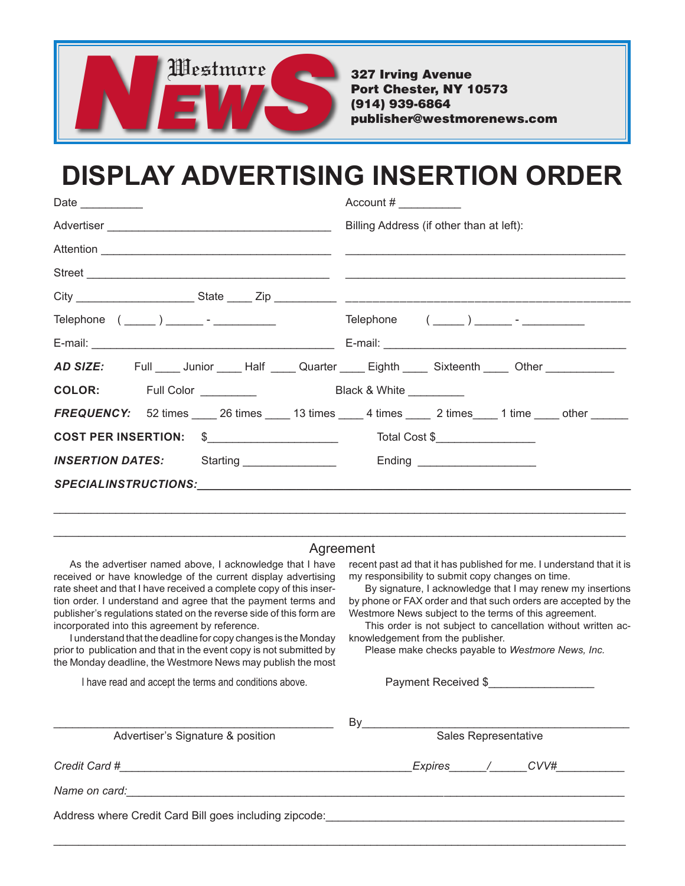**Westmore NEWS**

**327 Irving Avenue**
**Port Chester, NY 10573**
**(914) 939-6864**
**publisher@westmorenews.com**

# DISPLAY ADVERTISING INSERTION ORDER

Date __________ Account # __________

Advertiser ____________________________________ Billing Address (if other than at left):

Attention ____________________________________ ____________________________________________

Street ______________________________________ ____________________________________________

City __________________ State ____ Zip __________ ____________________________________________

Telephone ( _____ ) ______ - __________ Telephone ( _____ ) ______ - __________

E-mail: ______________________________________ E-mail: ______________________________________

***AD SIZE:*** Full ____ Junior ____ Half ____ Quarter ____ Eighth ____ Sixteenth ____ Other ___________

**COLOR:** Full Color _________ Black & White _________

***FREQUENCY:*** 52 times ____ 26 times ____ 13 times ____ 4 times ____ 2 times____ 1 time ____ other ______

**COST PER INSERTION:** $_____________________ Total Cost $________________

***INSERTION DATES:*** Starting _______________ Ending ___________________

***SPECIALINSTRUCTIONS:***_____________________________________________________________

_____________________________________________________________________________________

_____________________________________________________________________________________

## Agreement

As the advertiser named above, I acknowledge that I have received or have knowledge of the current display advertising rate sheet and that I have received a complete copy of this insertion order. I understand and agree that the payment terms and publisher's regulations stated on the reverse side of this form are incorporated into this agreement by reference.

I understand that the deadline for copy changes is the Monday prior to publication and that in the event copy is not submitted by the Monday deadline, the Westmore News may publish the most recent past ad that it has published for me. I understand that it is my responsibility to submit copy changes on time.

By signature, I acknowledge that I may renew my insertions by phone or FAX order and that such orders are accepted by the Westmore News subject to the terms of this agreement.

This order is not subject to cancellation without written acknowledgement from the publisher.

Please make checks payable to *Westmore News, Inc.*

I have read and accept the terms and conditions above.

Payment Received $_________________

_____________________________________________ By___________________________________________

Advertiser's Signature & position Sales Representative

*Credit Card #*_______________________________________________*Expires*______/______*CVV#*___________

*Name on card:*_____________________________________________________________________________

Address where Credit Card Bill goes including zipcode:_______________________________________________

_____________________________________________________________________________________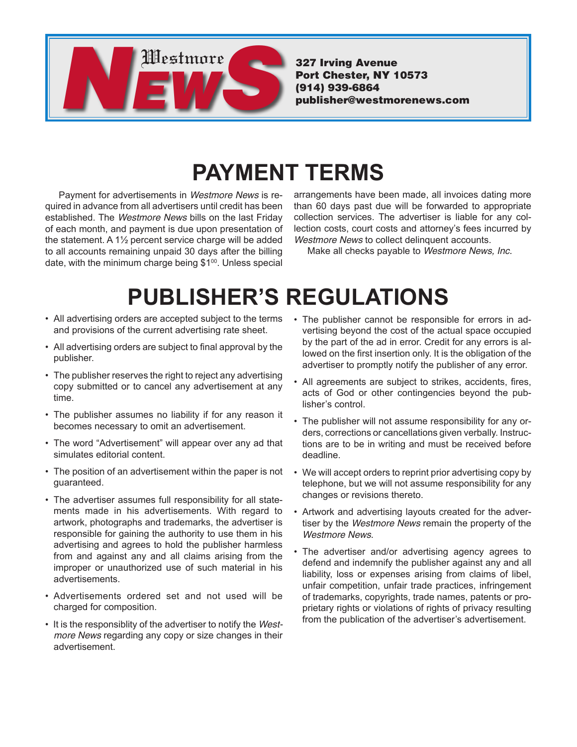**Westmore NEWS**

**327 Irving Avenue**
**Port Chester, NY 10573**
**(914) 939-6864**
**publisher@westmorenews.com**

# PAYMENT TERMS

Payment for advertisements in *Westmore News* is required in advance from all advertisers until credit has been established. The *Westmore News* bills on the last Friday of each month, and payment is due upon presentation of the statement. A 1½ percent service charge will be added to all accounts remaining unpaid 30 days after the billing date, with the minimum charge being $1.00. Unless special arrangements have been made, all invoices dating more than 60 days past due will be forwarded to appropriate collection services. The advertiser is liable for any collection costs, court costs and attorney's fees incurred by *Westmore News* to collect delinquent accounts.

Make all checks payable to *Westmore News, Inc.*

# PUBLISHER'S REGULATIONS

- All advertising orders are accepted subject to the terms and provisions of the current advertising rate sheet.
- All advertising orders are subject to final approval by the publisher.
- The publisher reserves the right to reject any advertising copy submitted or to cancel any advertisement at any time.
- The publisher assumes no liability if for any reason it becomes necessary to omit an advertisement.
- The word "Advertisement" will appear over any ad that simulates editorial content.
- The position of an advertisement within the paper is not guaranteed.
- The advertiser assumes full responsibility for all statements made in his advertisements. With regard to artwork, photographs and trademarks, the advertiser is responsible for gaining the authority to use them in his advertising and agrees to hold the publisher harmless from and against any and all claims arising from the improper or unauthorized use of such material in his advertisements.
- Advertisements ordered set and not used will be charged for composition.
- It is the responsiblity of the advertiser to notify the *Westmore News* regarding any copy or size changes in their advertisement.
- The publisher cannot be responsible for errors in advertising beyond the cost of the actual space occupied by the part of the ad in error. Credit for any errors is allowed on the first insertion only. It is the obligation of the advertiser to promptly notify the publisher of any error.
- All agreements are subject to strikes, accidents, fires, acts of God or other contingencies beyond the publisher's control.
- The publisher will not assume responsibility for any orders, corrections or cancellations given verbally. Instructions are to be in writing and must be received before deadline.
- We will accept orders to reprint prior advertising copy by telephone, but we will not assume responsibility for any changes or revisions thereto.
- Artwork and advertising layouts created for the advertiser by the *Westmore News* remain the property of the *Westmore News*.
- The advertiser and/or advertising agency agrees to defend and indemnify the publisher against any and all liability, loss or expenses arising from claims of libel, unfair competition, unfair trade practices, infringement of trademarks, copyrights, trade names, patents or proprietary rights or violations of rights of privacy resulting from the publication of the advertiser's advertisement.